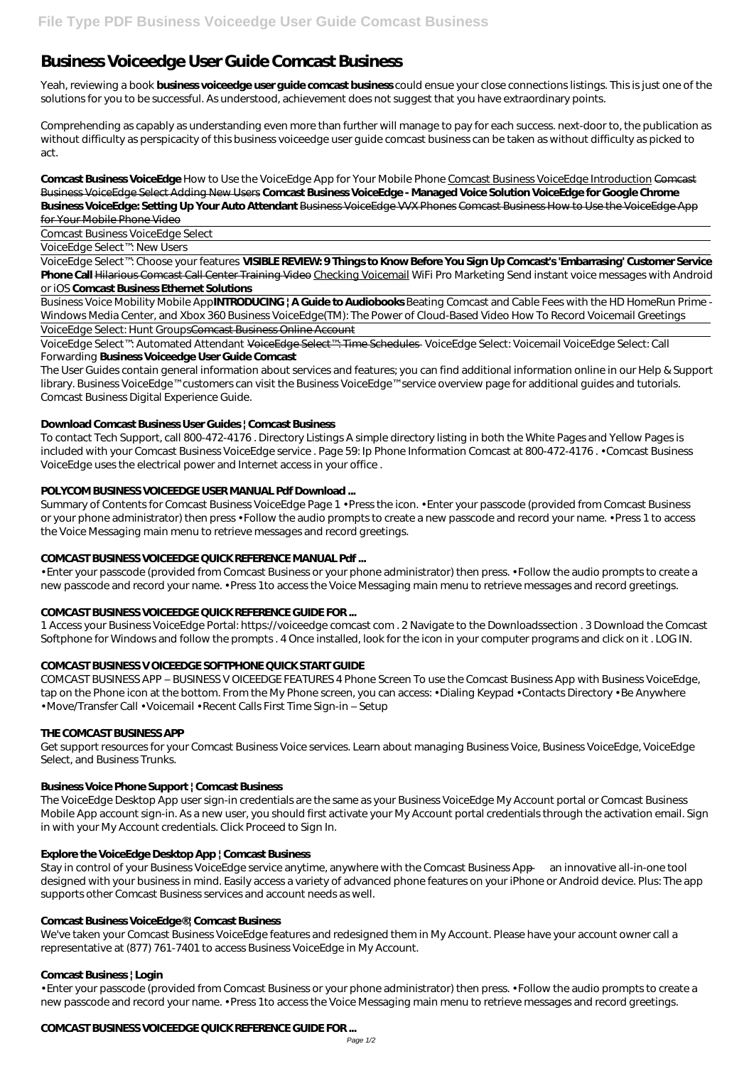# Business Voiceedge User Guide Comcast Business

Yeah, reviewing a book **business voiceedge user guide comcast business** could ensue your close connections listings. This is just one of the solutions for you to be successful. As understood, achievement does not suggest that you have extraordinary points.

Comprehending as capably as understanding even more than further will manage to pay for each success. next-door to, the publication as without difficulty as perspicacity of this business voiceedge user guide comcast business can be taken as without difficulty as picked to act.

**Comcast Business VoiceEdge** *How to Use the VoiceEdge App for Your Mobile Phone* Comcast Business VoiceEdge Introduction ~~Comcast Business VoiceEdge Select Adding New Users~~ **Comcast Business VoiceEdge - Managed Voice Solution VoiceEdge for Google Chrome Business VoiceEdge: Setting Up Your Auto Attendant** ~~Business VoiceEdge VVX Phones~~ ~~Comcast Business How to Use the VoiceEdge App for Your Mobile Phone Video~~

Comcast Business VoiceEdge Select

VoiceEdge Select™: New Users

VoiceEdge Select™: Choose your features **VISIBLE REVIEW: 9 Things to Know Before You Sign Up Comcast's 'Embarrasing' Customer Service Phone Call** ~~Hilarious Comcast Call Center Training Video~~ Checking Voicemail *WiFi Pro Marketing Send instant voice messages with Android or iOS* **Comcast Business Ethernet Solutions**

Business Voice Mobility Mobile App**INTRODUCING | A Guide to Audiobooks** *Beating Comcast and Cable Fees with the HD HomeRun Prime - Windows Media Center, and Xbox 360 Business VoiceEdge(TM): The Power of Cloud-Based Video How To Record Voicemail Greetings*

VoiceEdge Select: Hunt Groups~~Comcast Business Online Account~~

VoiceEdge Select™: Automated Attendant ~~VoiceEdge Select™: Time Schedules~~ *VoiceEdge Select: Voicemail VoiceEdge Select: Call Forwarding* **Business Voiceedge User Guide Comcast**

The User Guides contain general information about services and features; you can find additional information online in our Help & Support library. Business VoiceEdge™ customers can visit the Business VoiceEdge™ service overview page for additional guides and tutorials. Comcast Business Digital Experience Guide.

## Download Comcast Business User Guides | Comcast Business

To contact Tech Support, call 800-472-4176 . Directory Listings A simple directory listing in both the White Pages and Yellow Pages is included with your Comcast Business VoiceEdge service . Page 59: Ip Phone Information Comcast at 800-472-4176 . • Comcast Business VoiceEdge uses the electrical power and Internet access in your office .

## POLYCOM BUSINESS VOICEEDGE USER MANUAL Pdf Download ...

Summary of Contents for Comcast Business VoiceEdge Page 1 • Press the icon. • Enter your passcode (provided from Comcast Business or your phone administrator) then press • Follow the audio prompts to create a new passcode and record your name. • Press 1 to access the Voice Messaging main menu to retrieve messages and record greetings.

## COMCAST BUSINESS VOICEEDGE QUICK REFERENCE MANUAL Pdf ...

• Enter your passcode (provided from Comcast Business or your phone administrator) then press. • Follow the audio prompts to create a new passcode and record your name. • Press 1to access the Voice Messaging main menu to retrieve messages and record greetings.

## COMCAST BUSINESS VOICEEDGE QUICK REFERENCE GUIDE FOR ...

1 Access your Business VoiceEdge Portal: https://voiceedge comcast com . 2 Navigate to the Downloadssection . 3 Download the Comcast Softphone for Windows and follow the prompts . 4 Once installed, look for the icon in your computer programs and click on it . LOG IN.

## COMCAST BUSINESS V OICEEDGE SOFTPHONE QUICK START GUIDE

COMCAST BUSINESS APP – BUSINESS V OICEEDGE FEATURES 4 Phone Screen To use the Comcast Business App with Business VoiceEdge, tap on the Phone icon at the bottom. From the My Phone screen, you can access: • Dialing Keypad • Contacts Directory • Be Anywhere • Move/Transfer Call • Voicemail • Recent Calls First Time Sign-in – Setup

## THE COMCAST BUSINESS APP

Get support resources for your Comcast Business Voice services. Learn about managing Business Voice, Business VoiceEdge, VoiceEdge Select, and Business Trunks.

## Business Voice Phone Support | Comcast Business

The VoiceEdge Desktop App user sign-in credentials are the same as your Business VoiceEdge My Account portal or Comcast Business Mobile App account sign-in. As a new user, you should first activate your My Account portal credentials through the activation email. Sign in with your My Account credentials. Click Proceed to Sign In.

## Explore the VoiceEdge Desktop App | Comcast Business

Stay in control of your Business VoiceEdge service anytime, anywhere with the Comcast Business App — an innovative all-in-one tool designed with your business in mind. Easily access a variety of advanced phone features on your iPhone or Android device. Plus: The app supports other Comcast Business services and account needs as well.

## Comcast Business VoiceEdge® | Comcast Business

We've taken your Comcast Business VoiceEdge features and redesigned them in My Account. Please have your account owner call a representative at (877) 761-7401 to access Business VoiceEdge in My Account.

## Comcast Business | Login

• Enter your passcode (provided from Comcast Business or your phone administrator) then press. • Follow the audio prompts to create a new passcode and record your name. • Press 1to access the Voice Messaging main menu to retrieve messages and record greetings.

## COMCAST BUSINESS VOICEEDGE QUICK REFERENCE GUIDE FOR ...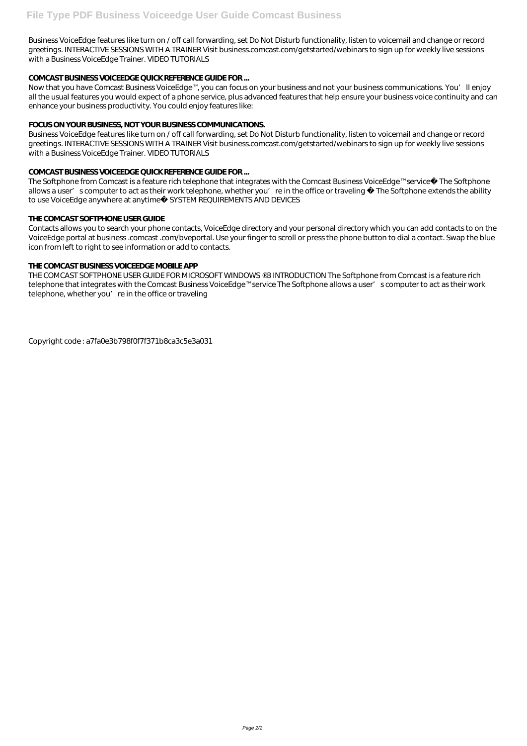Business VoiceEdge features like turn on / off call forwarding, set Do Not Disturb functionality, listen to voicemail and change or record greetings. INTERACTIVE SESSIONS WITH A TRAINER Visit business.comcast.com/getstarted/webinars to sign up for weekly live sessions with a Business VoiceEdge Trainer. VIDEO TUTORIALS

**COMCAST BUSINESS VOICEEDGE QUICK REFERENCE GUIDE FOR ...**

Now that you have Comcast Business VoiceEdge™, you can focus on your business and not your business communications. You'll enjoy all the usual features you would expect of a phone service, plus advanced features that help ensure your business voice continuity and can enhance your business productivity. You could enjoy features like:

**FOCUS ON YOUR BUSINESS, NOT YOUR BUSINESS COMMUNICATIONS.**

Business VoiceEdge features like turn on / off call forwarding, set Do Not Disturb functionality, listen to voicemail and change or record greetings. INTERACTIVE SESSIONS WITH A TRAINER Visit business.comcast.com/getstarted/webinars to sign up for weekly live sessions with a Business VoiceEdge Trainer. VIDEO TUTORIALS

**COMCAST BUSINESS VOICEEDGE QUICK REFERENCE GUIDE FOR ...**

The Softphone from Comcast is a feature rich telephone that integrates with the Comcast Business VoiceEdge™ service� The Softphone allows a user's computer to act as their work telephone, whether you're in the office or traveling � The Softphone extends the ability to use VoiceEdge anywhere at anytime� SYSTEM REQUIREMENTS AND DEVICES

**THE COMCAST SOFTPHONE USER GUIDE**

Contacts allows you to search your phone contacts, VoiceEdge directory and your personal directory which you can add contacts to on the VoiceEdge portal at business .comcast .com/bveportal. Use your finger to scroll or press the phone button to dial a contact. Swap the blue icon from left to right to see information or add to contacts.

**THE COMCAST BUSINESS VOICEEDGE MOBILE APP**

THE COMCAST SOFTPHONE USER GUIDE FOR MICROSOFT WINDOWS ®3 INTRODUCTION The Softphone from Comcast is a feature rich telephone that integrates with the Comcast Business VoiceEdge™ service The Softphone allows a user's computer to act as their work telephone, whether you're in the office or traveling

Copyright code : a7fa0e3b798f0f7f371b8ca3c5e3a031